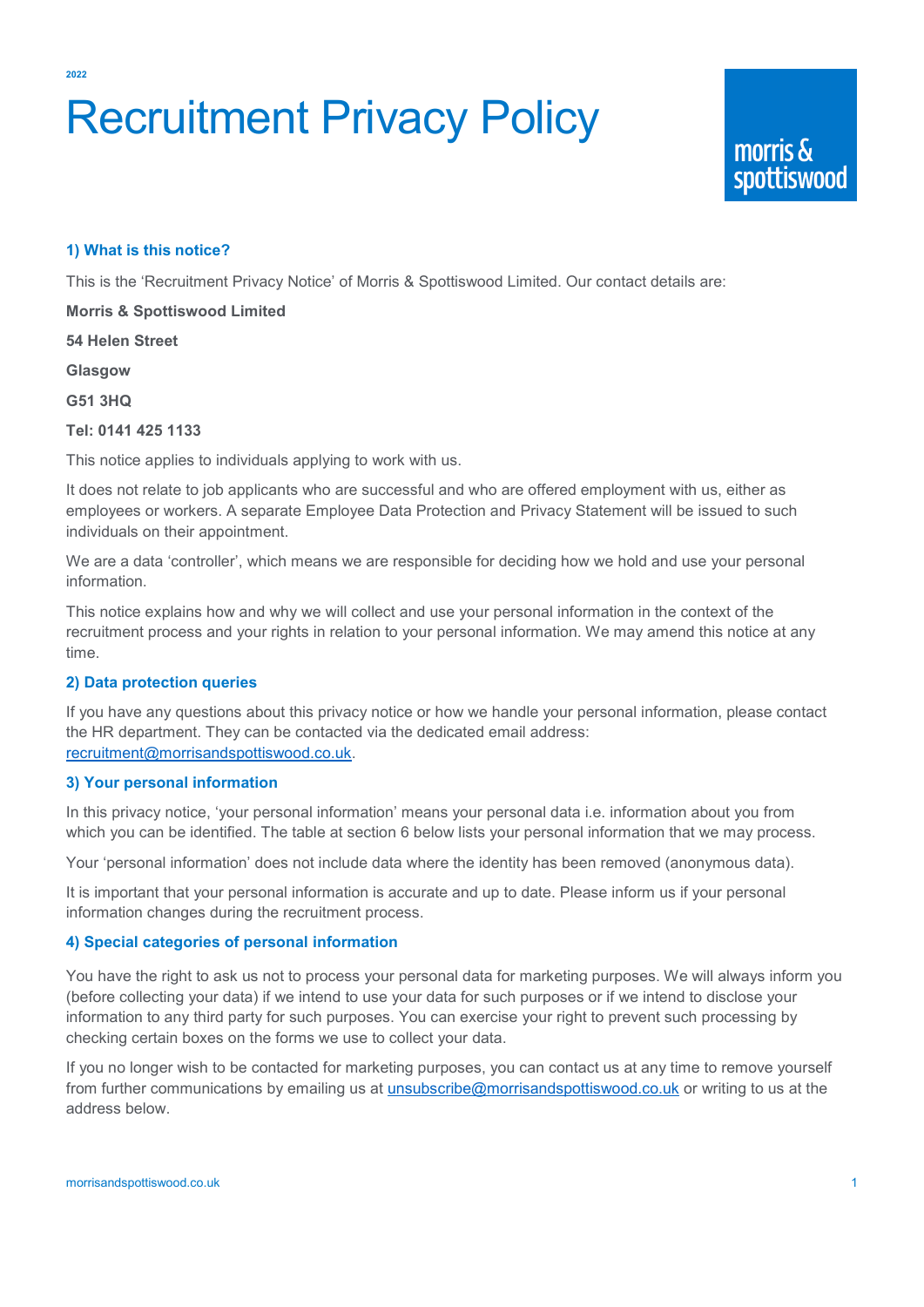2022

# Recruitment Privacy Policy

morris & spottiswood

## 1) What is this notice?

This is the 'Recruitment Privacy Notice' of Morris & Spottiswood Limited. Our contact details are:

**Morris & Spottiswood Limited**

**54 Helen Street**

**Glasgow**

**G51 3HQ**

**Tel: 0141 425 1133**

This notice applies to individuals applying to work with us.

It does not relate to job applicants who are successful and who are offered employment with us, either as employees or workers. A separate Employee Data Protection and Privacy Statement will be issued to such individuals on their appointment.

We are a data 'controller', which means we are responsible for deciding how we hold and use your personal information.

This notice explains how and why we will collect and use your personal information in the context of the recruitment process and your rights in relation to your personal information. We may amend this notice at any time.

## 2) Data protection queries

If you have any questions about this privacy notice or how we handle your personal information, please contact the HR department. They can be contacted via the dedicated email address: recruitment@morrisandspottiswood.co.uk.

## 3) Your personal information

In this privacy notice, 'your personal information' means your personal data i.e. information about you from which you can be identified. The table at section 6 below lists your personal information that we may process.

Your 'personal information' does not include data where the identity has been removed (anonymous data).

It is important that your personal information is accurate and up to date. Please inform us if your personal information changes during the recruitment process.

## 4) Special categories of personal information

You have the right to ask us not to process your personal data for marketing purposes. We will always inform you (before collecting your data) if we intend to use your data for such purposes or if we intend to disclose your information to any third party for such purposes. You can exercise your right to prevent such processing by checking certain boxes on the forms we use to collect your data.

If you no longer wish to be contacted for marketing purposes, you can contact us at any time to remove yourself from further communications by emailing us at unsubscribe@morrisandspottiswood.co.uk or writing to us at the address below.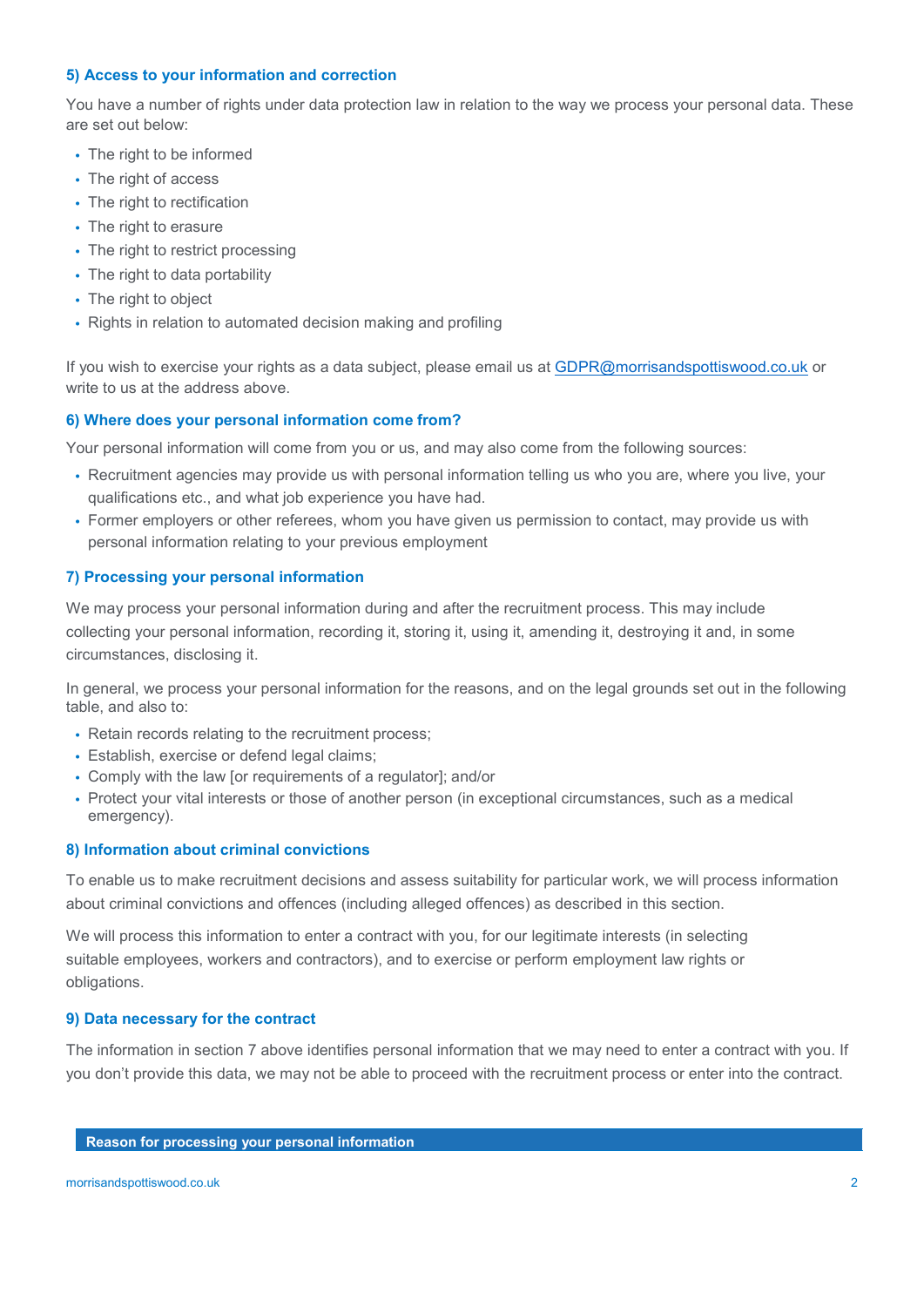### 5) Access to your information and correction

You have a number of rights under data protection law in relation to the way we process your personal data. These are set out below:

- The right to be informed
- The right of access
- The right to rectification
- The right to erasure
- The right to restrict processing
- The right to data portability
- The right to object
- Rights in relation to automated decision making and profiling

If you wish to exercise your rights as a data subject, please email us at GDPR@morrisandspottiswood.co.uk or write to us at the address above.

### 6) Where does your personal information come from?

Your personal information will come from you or us, and may also come from the following sources:

- Recruitment agencies may provide us with personal information telling us who you are, where you live, your qualifications etc., and what job experience you have had.
- Former employers or other referees, whom you have given us permission to contact, may provide us with personal information relating to your previous employment

### 7) Processing your personal information

We may process your personal information during and after the recruitment process. This may include collecting your personal information, recording it, storing it, using it, amending it, destroying it and, in some circumstances, disclosing it.

In general, we process your personal information for the reasons, and on the legal grounds set out in the following table, and also to:

- Retain records relating to the recruitment process;
- Establish, exercise or defend legal claims;
- Comply with the law [or requirements of a regulator]; and/or
- Protect your vital interests or those of another person (in exceptional circumstances, such as a medical emergency).

### 8) Information about criminal convictions

To enable us to make recruitment decisions and assess suitability for particular work, we will process information about criminal convictions and offences (including alleged offences) as described in this section.

We will process this information to enter a contract with you, for our legitimate interests (in selecting suitable employees, workers and contractors), and to exercise or perform employment law rights or obligations.

### 9) Data necessary for the contract

The information in section 7 above identifies personal information that we may need to enter a contract with you. If you don't provide this data, we may not be able to proceed with the recruitment process or enter into the contract.

| Reason for processing your personal information |
| --- |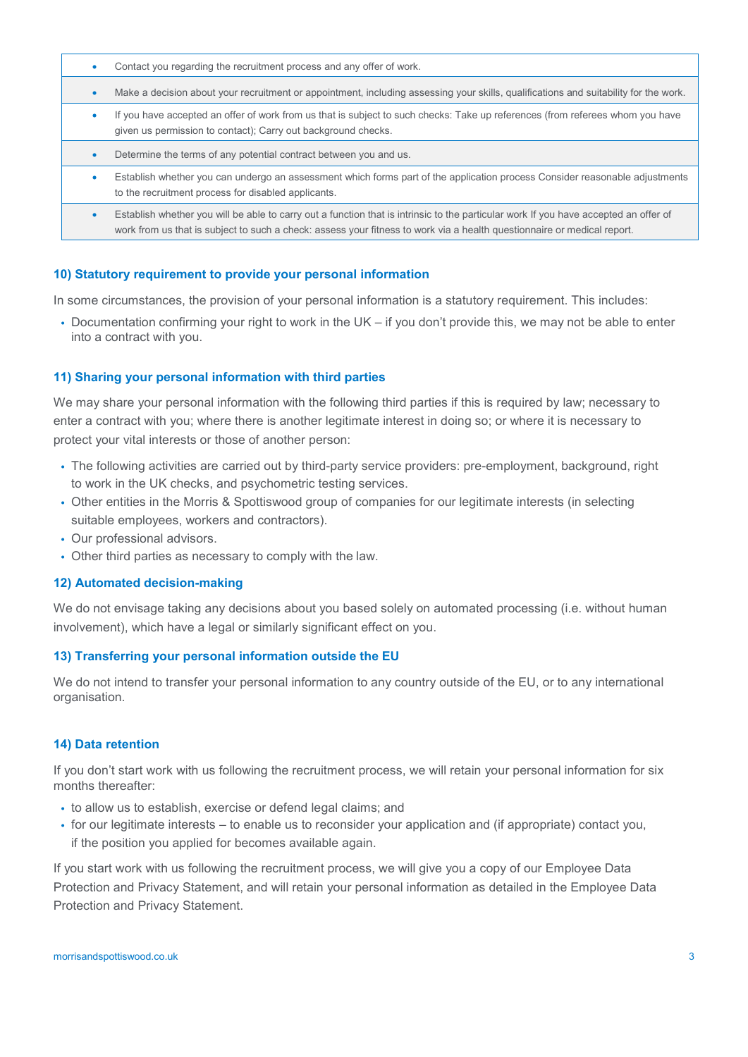| |
|---|
| • Contact you regarding the recruitment process and any offer of work. |
| • Make a decision about your recruitment or appointment, including assessing your skills, qualifications and suitability for the work. |
| • If you have accepted an offer of work from us that is subject to such checks: Take up references (from referees whom you have given us permission to contact); Carry out background checks. |
| • Determine the terms of any potential contract between you and us. |
| • Establish whether you can undergo an assessment which forms part of the application process Consider reasonable adjustments to the recruitment process for disabled applicants. |
| • Establish whether you will be able to carry out a function that is intrinsic to the particular work If you have accepted an offer of work from us that is subject to such a check: assess your fitness to work via a health questionnaire or medical report. |

### 10) Statutory requirement to provide your personal information

In some circumstances, the provision of your personal information is a statutory requirement. This includes:

- Documentation confirming your right to work in the UK – if you don't provide this, we may not be able to enter into a contract with you.

### 11) Sharing your personal information with third parties

We may share your personal information with the following third parties if this is required by law; necessary to enter a contract with you; where there is another legitimate interest in doing so; or where it is necessary to protect your vital interests or those of another person:

- The following activities are carried out by third-party service providers: pre-employment, background, right to work in the UK checks, and psychometric testing services.
- Other entities in the Morris & Spottiswood group of companies for our legitimate interests (in selecting suitable employees, workers and contractors).
- Our professional advisors.
- Other third parties as necessary to comply with the law.

### 12) Automated decision-making

We do not envisage taking any decisions about you based solely on automated processing (i.e. without human involvement), which have a legal or similarly significant effect on you.

### 13) Transferring your personal information outside the EU

We do not intend to transfer your personal information to any country outside of the EU, or to any international organisation.

### 14) Data retention

If you don't start work with us following the recruitment process, we will retain your personal information for six months thereafter:

- to allow us to establish, exercise or defend legal claims; and
- for our legitimate interests – to enable us to reconsider your application and (if appropriate) contact you, if the position you applied for becomes available again.

If you start work with us following the recruitment process, we will give you a copy of our Employee Data Protection and Privacy Statement, and will retain your personal information as detailed in the Employee Data Protection and Privacy Statement.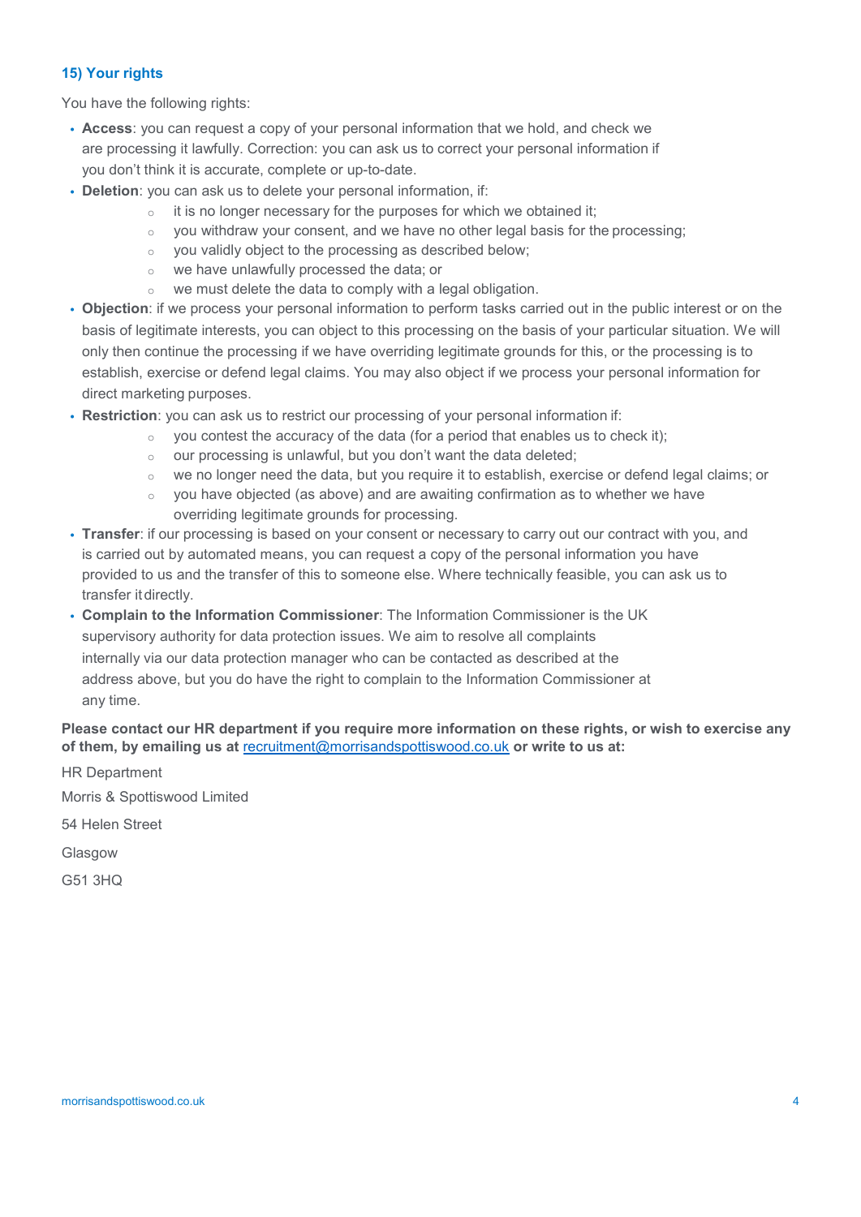## 15) Your rights

You have the following rights:

- **Access**: you can request a copy of your personal information that we hold, and check we are processing it lawfully. Correction: you can ask us to correct your personal information if you don't think it is accurate, complete or up-to-date.
- **Deletion**: you can ask us to delete your personal information, if:
  - it is no longer necessary for the purposes for which we obtained it;
  - you withdraw your consent, and we have no other legal basis for the processing;
  - you validly object to the processing as described below;
  - we have unlawfully processed the data; or
  - we must delete the data to comply with a legal obligation.
- **Objection**: if we process your personal information to perform tasks carried out in the public interest or on the basis of legitimate interests, you can object to this processing on the basis of your particular situation. We will only then continue the processing if we have overriding legitimate grounds for this, or the processing is to establish, exercise or defend legal claims. You may also object if we process your personal information for direct marketing purposes.
- **Restriction**: you can ask us to restrict our processing of your personal information if:
  - you contest the accuracy of the data (for a period that enables us to check it);
  - our processing is unlawful, but you don't want the data deleted;
  - we no longer need the data, but you require it to establish, exercise or defend legal claims; or
  - you have objected (as above) and are awaiting confirmation as to whether we have overriding legitimate grounds for processing.
- **Transfer**: if our processing is based on your consent or necessary to carry out our contract with you, and is carried out by automated means, you can request a copy of the personal information you have provided to us and the transfer of this to someone else. Where technically feasible, you can ask us to transfer it directly.
- **Complain to the Information Commissioner**: The Information Commissioner is the UK supervisory authority for data protection issues. We aim to resolve all complaints internally via our data protection manager who can be contacted as described at the address above, but you do have the right to complain to the Information Commissioner at any time.

**Please contact our HR department if you require more information on these rights, or wish to exercise any of them, by emailing us at** recruitment@morrisandspottiswood.co.uk **or write to us at:**

HR Department

Morris & Spottiswood Limited

54 Helen Street

Glasgow

G51 3HQ